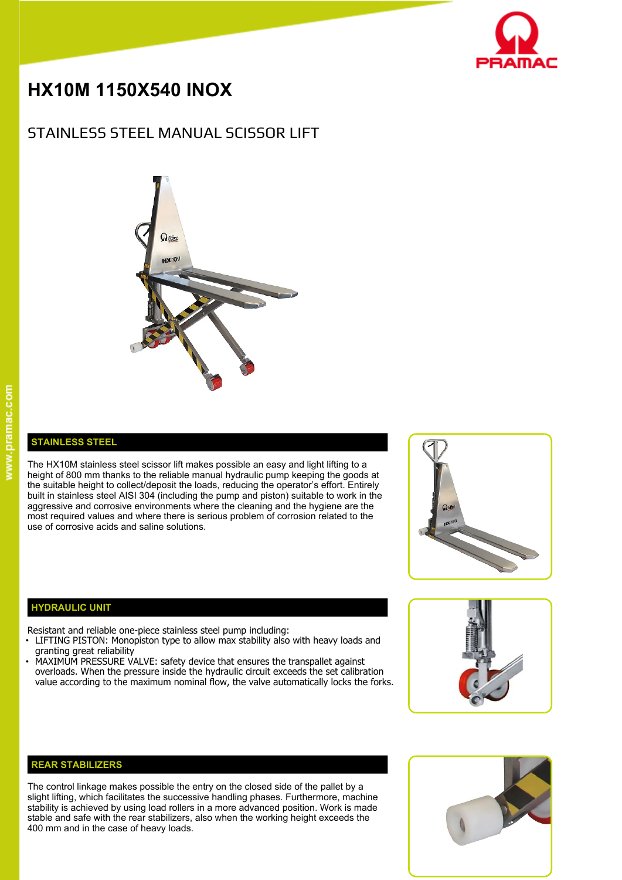# HX10M 1150X540 INOX

## STAINLESS STEEL MANUAL SCISSOR LIFT

### STAINLESS STEEL

The HX10M stainless steel scissor lift makes possible an easy and light lifting to a height of 800 mm thanks to the reliable manual hydraulic pump keeping the goods at the suitable height to collect/deposit the loads, reducing the operator's effort. Entirely built in stainless steel AISI 304 (including the pump and piston) suitable to work in the aggressive and corrosive environments where the cleaning and the hygiene are the most required values and where there is serious problem of corrosion related to the use of corrosive acids and saline solutions.

### HYDRAULIC UNIT

Resistant and reliable one-piece stainless steel pump including:

- LIFTING PISTON: Monopiston type to allow max stability also with heavy loads and granting great reliability
- MAXIMUM PRESSURE VALVE: safety device that ensures the transpallet against overloads. When the pressure inside the hydraulic circuit exceeds the set calibration value according to the maximum nominal flow, the valve automatically locks the forks.

### REAR STABILIZERS

The control linkage makes possible the entry on the closed side of the pallet by a slight lifting, which facilitates the successive handling phases. Furthermore, machine stability is achieved by using load rollers in a more advanced position. Work is made stable and safe with the rear stabilizers, also when the working height exceeds the 400 mm and in the case of heavy loads.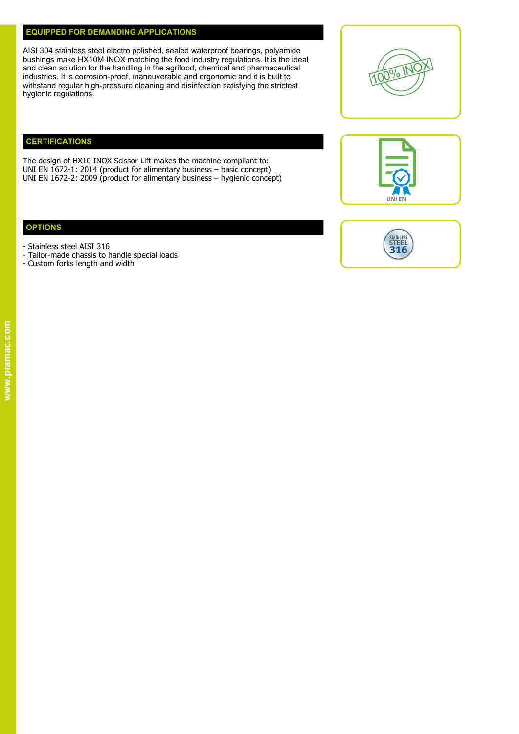## EQUIPPED FOR DEMANDING APPLICATIONS

AISI 304 stainless steel electro polished, sealed waterproof bearings, polyamide bushings make HX10M INOX matching the food industry regulations. It is the ideal and clean solution for the handling in the agrifood, chemical and pharmaceutical industries. It is corrosion-proof, maneuverable and ergonomic and it is built to withstand regular high-pressure cleaning and disinfection satisfying the strictest hygienic regulations.

## CERTIFICATIONS

The design of HX10 INOX Scissor Lift makes the machine compliant to:
UNI EN 1672-1: 2014 (product for alimentary business – basic concept)
UNI EN 1672-2: 2009 (product for alimentary business – hygienic concept)

## OPTIONS

- Stainless steel AISI 316
- Tailor-made chassis to handle special loads
- Custom forks length and width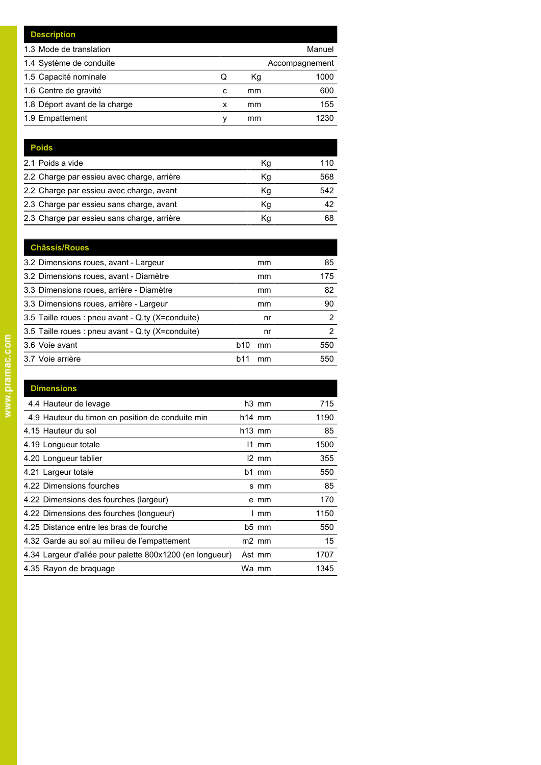| Description | | | |
|---|---|---|---|
| 1.3 Mode de translation | | | Manuel |
| 1.4 Système de conduite | | | Accompagnement |
| 1.5 Capacité nominale | Q | Kg | 1000 |
| 1.6 Centre de gravité | c | mm | 600 |
| 1.8 Déport avant de la charge | x | mm | 155 |
| 1.9 Empattement | y | mm | 1230 |

| Poids | | | |
|---|---|---|---|
| 2.1 Poids a vide | | Kg | 110 |
| 2.2 Charge par essieu avec charge, arrière | | Kg | 568 |
| 2.2 Charge par essieu avec charge, avant | | Kg | 542 |
| 2.3 Charge par essieu sans charge, avant | | Kg | 42 |
| 2.3 Charge par essieu sans charge, arrière | | Kg | 68 |

| Châssis/Roues | | | |
|---|---|---|---|
| 3.2 Dimensions roues, avant - Largeur | | mm | 85 |
| 3.2 Dimensions roues, avant - Diamètre | | mm | 175 |
| 3.3 Dimensions roues, arrière - Diamètre | | mm | 82 |
| 3.3 Dimensions roues, arrière - Largeur | | mm | 90 |
| 3.5 Taille roues : pneu avant - Q,ty (X=conduite) | | nr | 2 |
| 3.5 Taille roues : pneu avant - Q,ty (X=conduite) | | nr | 2 |
| 3.6 Voie avant | b10 | mm | 550 |
| 3.7 Voie arrière | b11 | mm | 550 |

| Dimensions | | | |
|---|---|---|---|
| 4.4 Hauteur de levage | h3 | mm | 715 |
| 4.9 Hauteur du timon en position de conduite min | h14 | mm | 1190 |
| 4.15 Hauteur du sol | h13 | mm | 85 |
| 4.19 Longueur totale | l1 | mm | 1500 |
| 4.20 Longueur tablier | l2 | mm | 355 |
| 4.21 Largeur totale | b1 | mm | 550 |
| 4.22 Dimensions fourches | s | mm | 85 |
| 4.22 Dimensions des fourches (largeur) | e | mm | 170 |
| 4.22 Dimensions des fourches (longueur) | l | mm | 1150 |
| 4.25 Distance entre les bras de fourche | b5 | mm | 550 |
| 4.32 Garde au sol au milieu de l'empattement | m2 | mm | 15 |
| 4.34 Largeur d'allée pour palette 800x1200 (en longueur) | Ast | mm | 1707 |
| 4.35 Rayon de braquage | Wa | mm | 1345 |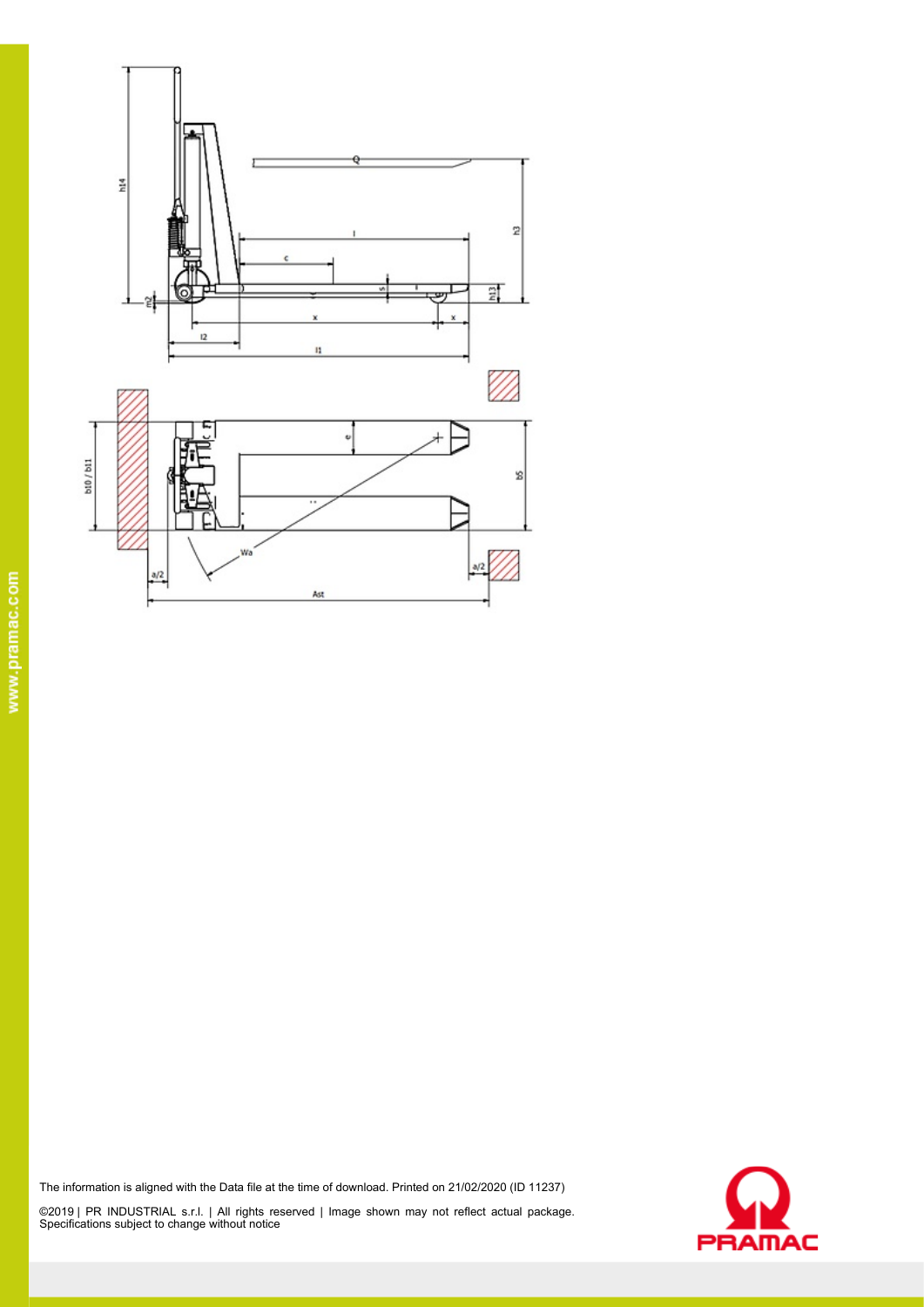The information is aligned with the Data file at the time of download. Printed on 21/02/2020 (ID 11237)

©2019 | PR INDUSTRIAL s.r.l. | All rights reserved | Image shown may not reflect actual package.
Specifications subject to change without notice